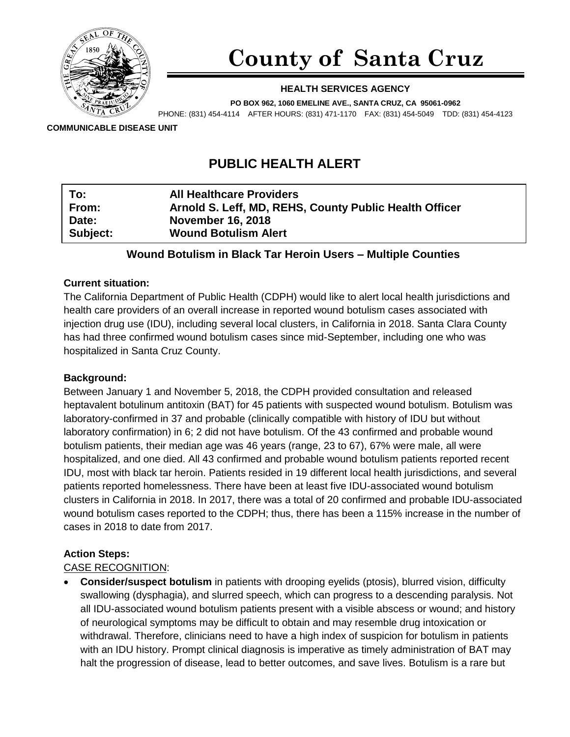# County of Santa Cruz

**HEALTH SERVICES AGENCY**

**PO BOX 962, 1060 EMELINE AVE., SANTA CRUZ, CA 95061-0962**

PHONE: (831) 454-4114 AFTER HOURS: (831) 471-1170 FAX: (831) 454-5049 TDD: (831) 454-4123

**COMMUNICABLE DISEASE UNIT**

## PUBLIC HEALTH ALERT

| | |
|---|---|
| **To:** | **All Healthcare Providers** |
| **From:** | **Arnold S. Leff, MD, REHS, County Public Health Officer** |
| **Date:** | **November 16, 2018** |
| **Subject:** | **Wound Botulism Alert** |

### Wound Botulism in Black Tar Heroin Users – Multiple Counties

**Current situation:**

The California Department of Public Health (CDPH) would like to alert local health jurisdictions and health care providers of an overall increase in reported wound botulism cases associated with injection drug use (IDU), including several local clusters, in California in 2018. Santa Clara County has had three confirmed wound botulism cases since mid-September, including one who was hospitalized in Santa Cruz County.

**Background:**

Between January 1 and November 5, 2018, the CDPH provided consultation and released heptavalent botulinum antitoxin (BAT) for 45 patients with suspected wound botulism. Botulism was laboratory-confirmed in 37 and probable (clinically compatible with history of IDU but without laboratory confirmation) in 6; 2 did not have botulism. Of the 43 confirmed and probable wound botulism patients, their median age was 46 years (range, 23 to 67), 67% were male, all were hospitalized, and one died. All 43 confirmed and probable wound botulism patients reported recent IDU, most with black tar heroin. Patients resided in 19 different local health jurisdictions, and several patients reported homelessness. There have been at least five IDU-associated wound botulism clusters in California in 2018. In 2017, there was a total of 20 confirmed and probable IDU-associated wound botulism cases reported to the CDPH; thus, there has been a 115% increase in the number of cases in 2018 to date from 2017.

**Action Steps:**

CASE RECOGNITION:

- **Consider/suspect botulism** in patients with drooping eyelids (ptosis), blurred vision, difficulty swallowing (dysphagia), and slurred speech, which can progress to a descending paralysis. Not all IDU-associated wound botulism patients present with a visible abscess or wound; and history of neurological symptoms may be difficult to obtain and may resemble drug intoxication or withdrawal. Therefore, clinicians need to have a high index of suspicion for botulism in patients with an IDU history. Prompt clinical diagnosis is imperative as timely administration of BAT may halt the progression of disease, lead to better outcomes, and save lives. Botulism is a rare but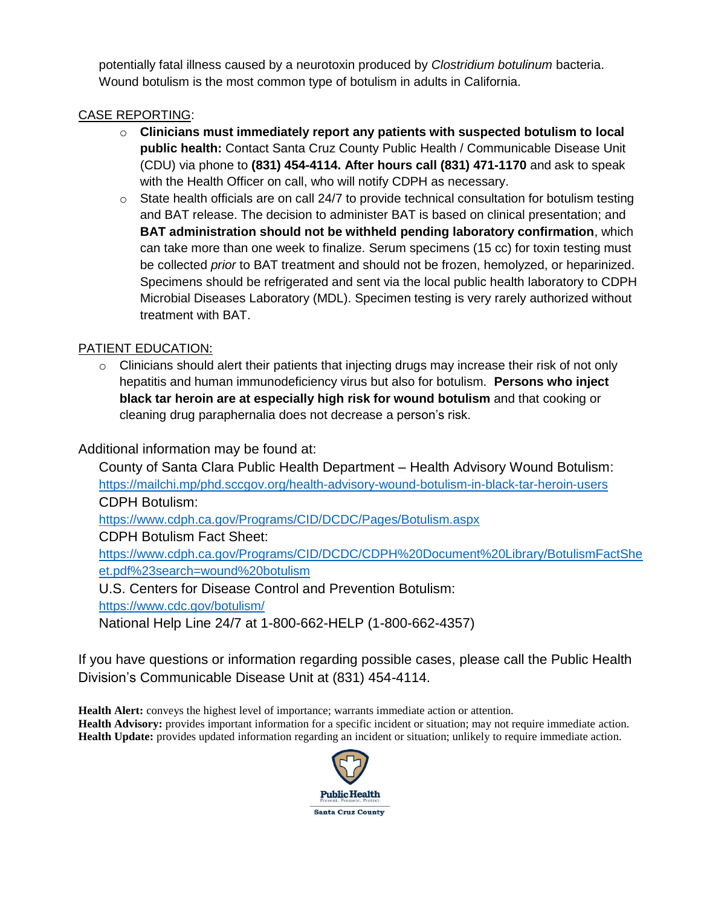potentially fatal illness caused by a neurotoxin produced by *Clostridium botulinum* bacteria. Wound botulism is the most common type of botulism in adults in California.

CASE REPORTING:

- **Clinicians must immediately report any patients with suspected botulism to local public health:** Contact Santa Cruz County Public Health / Communicable Disease Unit (CDU) via phone to **(831) 454-4114. After hours call (831) 471-1170** and ask to speak with the Health Officer on call, who will notify CDPH as necessary.
- State health officials are on call 24/7 to provide technical consultation for botulism testing and BAT release. The decision to administer BAT is based on clinical presentation; and **BAT administration should not be withheld pending laboratory confirmation**, which can take more than one week to finalize. Serum specimens (15 cc) for toxin testing must be collected *prior* to BAT treatment and should not be frozen, hemolyzed, or heparinized. Specimens should be refrigerated and sent via the local public health laboratory to CDPH Microbial Diseases Laboratory (MDL). Specimen testing is very rarely authorized without treatment with BAT.

PATIENT EDUCATION:

- Clinicians should alert their patients that injecting drugs may increase their risk of not only hepatitis and human immunodeficiency virus but also for botulism. **Persons who inject black tar heroin are at especially high risk for wound botulism** and that cooking or cleaning drug paraphernalia does not decrease a person's risk.

Additional information may be found at:

County of Santa Clara Public Health Department – Health Advisory Wound Botulism:
https://mailchi.mp/phd.sccgov.org/health-advisory-wound-botulism-in-black-tar-heroin-users
CDPH Botulism:
https://www.cdph.ca.gov/Programs/CID/DCDC/Pages/Botulism.aspx
CDPH Botulism Fact Sheet:
https://www.cdph.ca.gov/Programs/CID/DCDC/CDPH%20Document%20Library/BotulismFactSheet.pdf%23search=wound%20botulism
U.S. Centers for Disease Control and Prevention Botulism:
https://www.cdc.gov/botulism/
National Help Line 24/7 at 1-800-662-HELP (1-800-662-4357)

If you have questions or information regarding possible cases, please call the Public Health Division's Communicable Disease Unit at (831) 454-4114.

**Health Alert:** conveys the highest level of importance; warrants immediate action or attention.
**Health Advisory:** provides important information for a specific incident or situation; may not require immediate action.
**Health Update:** provides updated information regarding an incident or situation; unlikely to require immediate action.

Public Health
Prevent. Promote. Protect.
Santa Cruz County